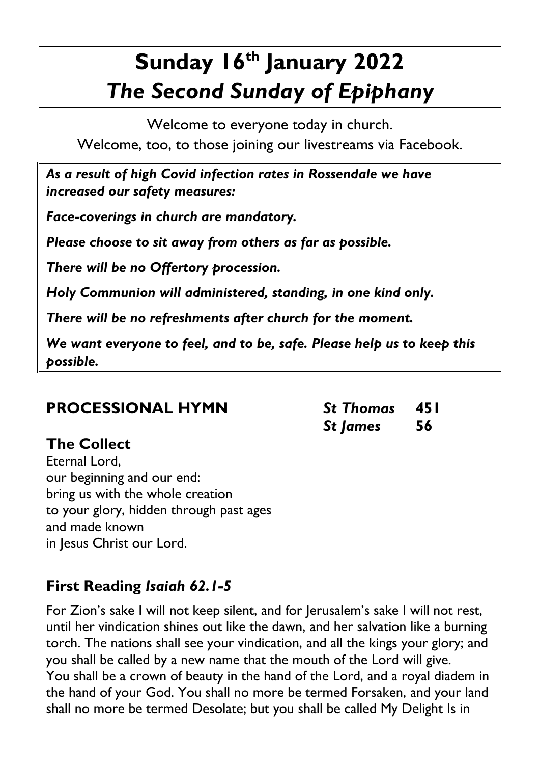# Sunday 16th January 2022
# *The Second Sunday of Epiphany*

Welcome to everyone today in church.
Welcome, too, to those joining our livestreams via Facebook.

***As a result of high Covid infection rates in Rossendale we have increased our safety measures:***

***Face-coverings in church are mandatory.***

***Please choose to sit away from others as far as possible.***

***There will be no Offertory procession.***

***Holy Communion will administered, standing, in one kind only.***

***There will be no refreshments after church for the moment.***

***We want everyone to feel, and to be, safe. Please help us to keep this possible.***

## PROCESSIONAL HYMN

***St Thomas*** **451**
***St James*** **56**

## The Collect

Eternal Lord,
our beginning and our end:
bring us with the whole creation
to your glory, hidden through past ages
and made known
in Jesus Christ our Lord.

## First Reading *Isaiah 62.1-5*

For Zion's sake I will not keep silent, and for Jerusalem's sake I will not rest, until her vindication shines out like the dawn, and her salvation like a burning torch. The nations shall see your vindication, and all the kings your glory; and you shall be called by a new name that the mouth of the Lord will give. You shall be a crown of beauty in the hand of the Lord, and a royal diadem in the hand of your God. You shall no more be termed Forsaken, and your land shall no more be termed Desolate; but you shall be called My Delight Is in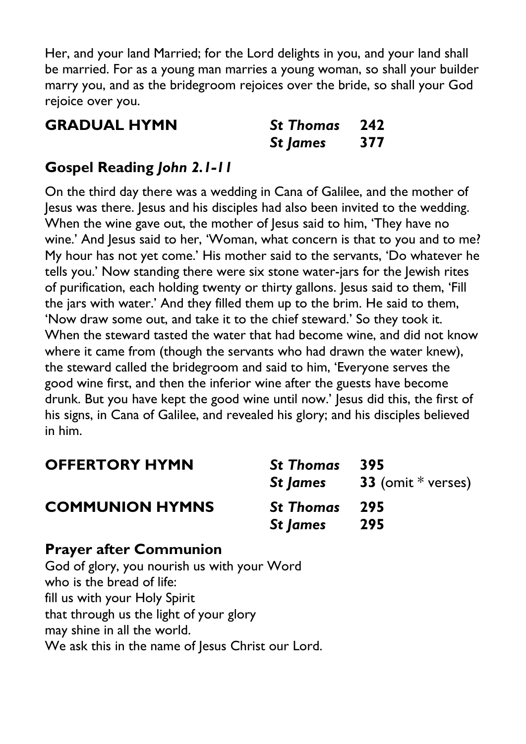Her, and your land Married; for the Lord delights in you, and your land shall be married. For as a young man marries a young woman, so shall your builder marry you, and as the bridegroom rejoices over the bride, so shall your God rejoice over you.

**GRADUAL HYMN** — ***St Thomas*** **242** / ***St James*** **377**

## Gospel Reading *John 2.1-11*

On the third day there was a wedding in Cana of Galilee, and the mother of Jesus was there. Jesus and his disciples had also been invited to the wedding. When the wine gave out, the mother of Jesus said to him, 'They have no wine.' And Jesus said to her, 'Woman, what concern is that to you and to me? My hour has not yet come.' His mother said to the servants, 'Do whatever he tells you.' Now standing there were six stone water-jars for the Jewish rites of purification, each holding twenty or thirty gallons. Jesus said to them, 'Fill the jars with water.' And they filled them up to the brim. He said to them, 'Now draw some out, and take it to the chief steward.' So they took it. When the steward tasted the water that had become wine, and did not know where it came from (though the servants who had drawn the water knew), the steward called the bridegroom and said to him, 'Everyone serves the good wine first, and then the inferior wine after the guests have become drunk. But you have kept the good wine until now.' Jesus did this, the first of his signs, in Cana of Galilee, and revealed his glory; and his disciples believed in him.

**OFFERTORY HYMN** — ***St Thomas*** **395** / ***St James*** **33** (omit * verses)

**COMMUNION HYMNS** — ***St Thomas*** **295** / ***St James*** **295**

## Prayer after Communion

God of glory, you nourish us with your Word  
who is the bread of life:  
fill us with your Holy Spirit  
that through us the light of your glory  
may shine in all the world.  
We ask this in the name of Jesus Christ our Lord.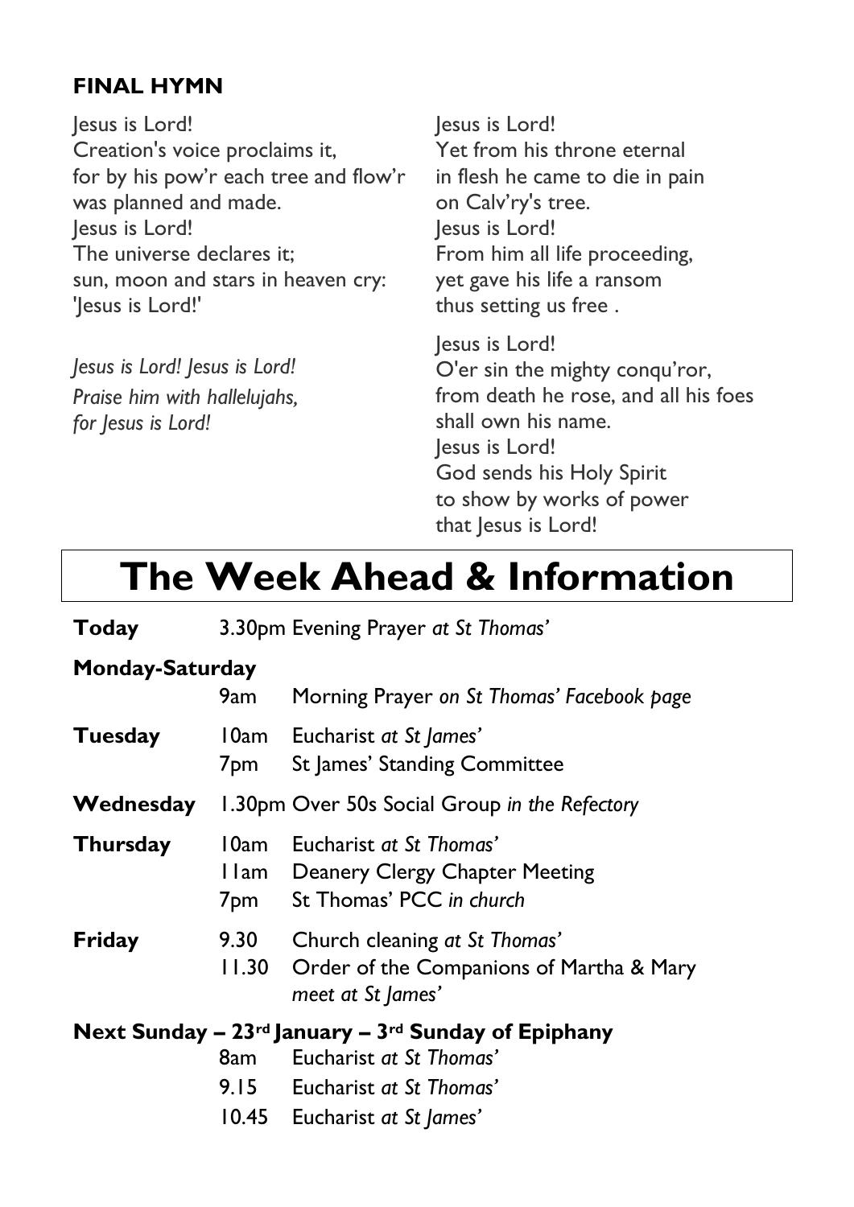**FINAL HYMN**

Jesus is Lord!
Creation's voice proclaims it,
for by his pow'r each tree and flow'r
was planned and made.
Jesus is Lord!
The universe declares it;
sun, moon and stars in heaven cry:
'Jesus is Lord!'

*Jesus is Lord! Jesus is Lord!*
*Praise him with hallelujahs,*
*for Jesus is Lord!*

Jesus is Lord!
Yet from his throne eternal
in flesh he came to die in pain
on Calv'ry's tree.
Jesus is Lord!
From him all life proceeding,
yet gave his life a ransom
thus setting us free .

Jesus is Lord!
O'er sin the mighty conqu'ror,
from death he rose, and all his foes
shall own his name.
Jesus is Lord!
God sends his Holy Spirit
to show by works of power
that Jesus is Lord!

# The Week Ahead & Information

**Today** 3.30pm Evening Prayer *at St Thomas'*

**Monday-Saturday**
9am Morning Prayer *on St Thomas' Facebook page*

**Tuesday**
10am Eucharist *at St James'*
7pm St James' Standing Committee

**Wednesday** 1.30pm Over 50s Social Group *in the Refectory*

**Thursday**
10am Eucharist *at St Thomas'*
11am Deanery Clergy Chapter Meeting
7pm St Thomas' PCC *in church*

**Friday**
9.30 Church cleaning *at St Thomas'*
11.30 Order of the Companions of Martha & Mary *meet at St James'*

**Next Sunday – 23rd January – 3rd Sunday of Epiphany**
8am Eucharist *at St Thomas'*
9.15 Eucharist *at St Thomas'*
10.45 Eucharist *at St James'*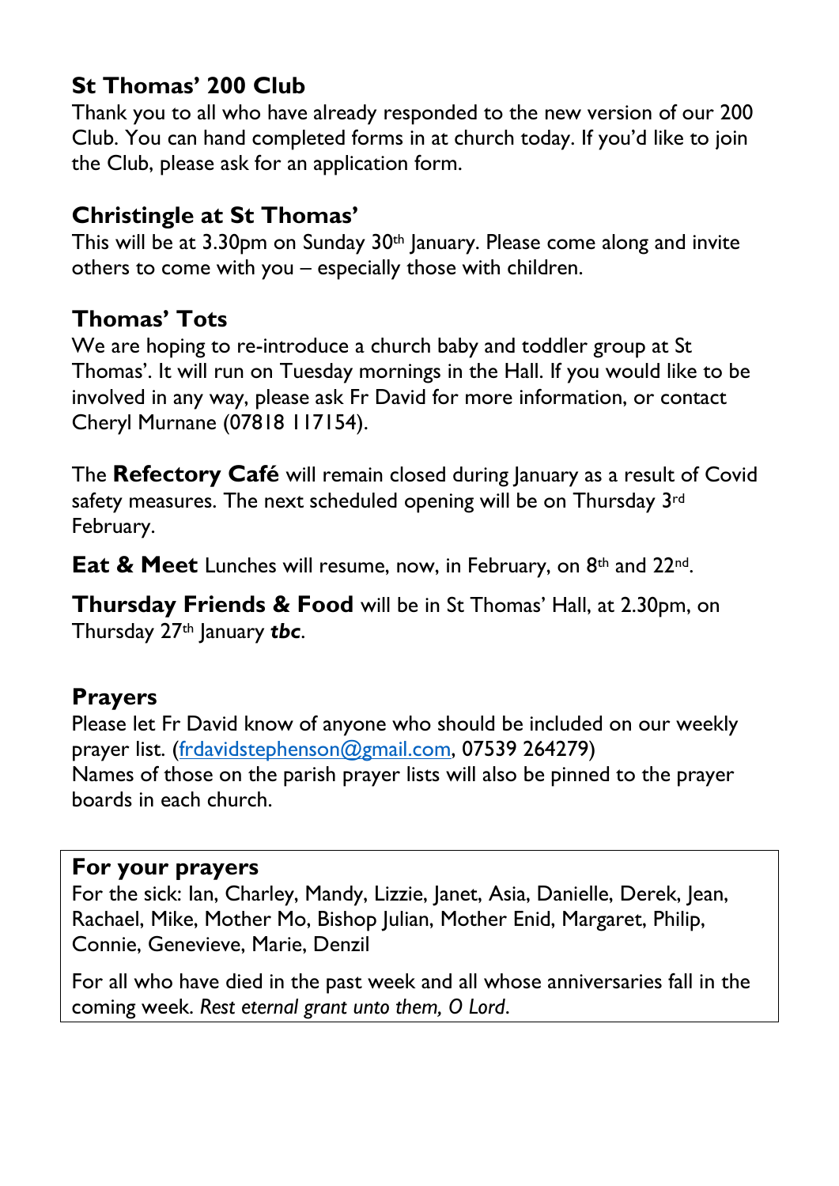## St Thomas' 200 Club

Thank you to all who have already responded to the new version of our 200 Club. You can hand completed forms in at church today. If you'd like to join the Club, please ask for an application form.

## Christingle at St Thomas'

This will be at 3.30pm on Sunday 30th January. Please come along and invite others to come with you – especially those with children.

## Thomas' Tots

We are hoping to re-introduce a church baby and toddler group at St Thomas'. It will run on Tuesday mornings in the Hall. If you would like to be involved in any way, please ask Fr David for more information, or contact Cheryl Murnane (07818 117154).

The **Refectory Café** will remain closed during January as a result of Covid safety measures. The next scheduled opening will be on Thursday 3rd February.

**Eat & Meet** Lunches will resume, now, in February, on 8th and 22nd.

**Thursday Friends & Food** will be in St Thomas' Hall, at 2.30pm, on Thursday 27th January ***tbc***.

## Prayers

Please let Fr David know of anyone who should be included on our weekly prayer list. (frdavidstephenson@gmail.com, 07539 264279)
Names of those on the parish prayer lists will also be pinned to the prayer boards in each church.

## For your prayers

For the sick: Ian, Charley, Mandy, Lizzie, Janet, Asia, Danielle, Derek, Jean, Rachael, Mike, Mother Mo, Bishop Julian, Mother Enid, Margaret, Philip, Connie, Genevieve, Marie, Denzil

For all who have died in the past week and all whose anniversaries fall in the coming week. *Rest eternal grant unto them, O Lord*.